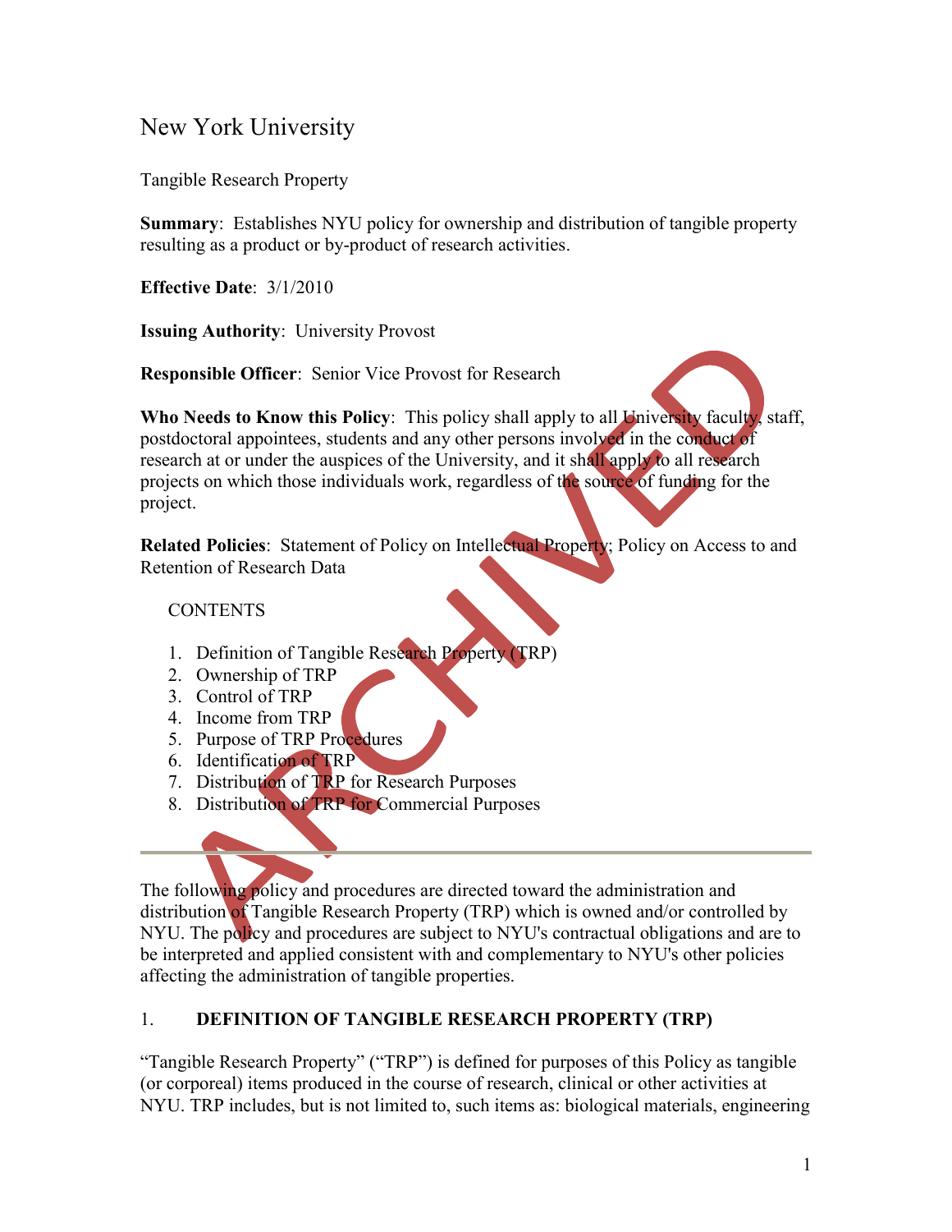# New York University

Tangible Research Property

**Summary**: Establishes NYU policy for ownership and distribution of tangible property resulting as a product or by-product of research activities.

**Effective Date**: 3/1/2010

**Issuing Authority**: University Provost

**Responsible Officer**: Senior Vice Provost for Research

**Who Needs to Know this Policy**: This policy shall apply to all University faculty, staff, postdoctoral appointees, students and any other persons involved in the conduct of research at or under the auspices of the University, and it shall apply to all research projects on which those individuals work, regardless of the source of funding for the project.

**Related Policies**: Statement of Policy on Intellectual Property; Policy on Access to and Retention of Research Data

CONTENTS

1. Definition of Tangible Research Property (TRP)
2. Ownership of TRP
3. Control of TRP
4. Income from TRP
5. Purpose of TRP Procedures
6. Identification of TRP
7. Distribution of TRP for Research Purposes
8. Distribution of TRP for Commercial Purposes

---

The following policy and procedures are directed toward the administration and distribution of Tangible Research Property (TRP) which is owned and/or controlled by NYU. The policy and procedures are subject to NYU's contractual obligations and are to be interpreted and applied consistent with and complementary to NYU's other policies affecting the administration of tangible properties.

## 1. DEFINITION OF TANGIBLE RESEARCH PROPERTY (TRP)

"Tangible Research Property" ("TRP") is defined for purposes of this Policy as tangible (or corporeal) items produced in the course of research, clinical or other activities at NYU. TRP includes, but is not limited to, such items as: biological materials, engineering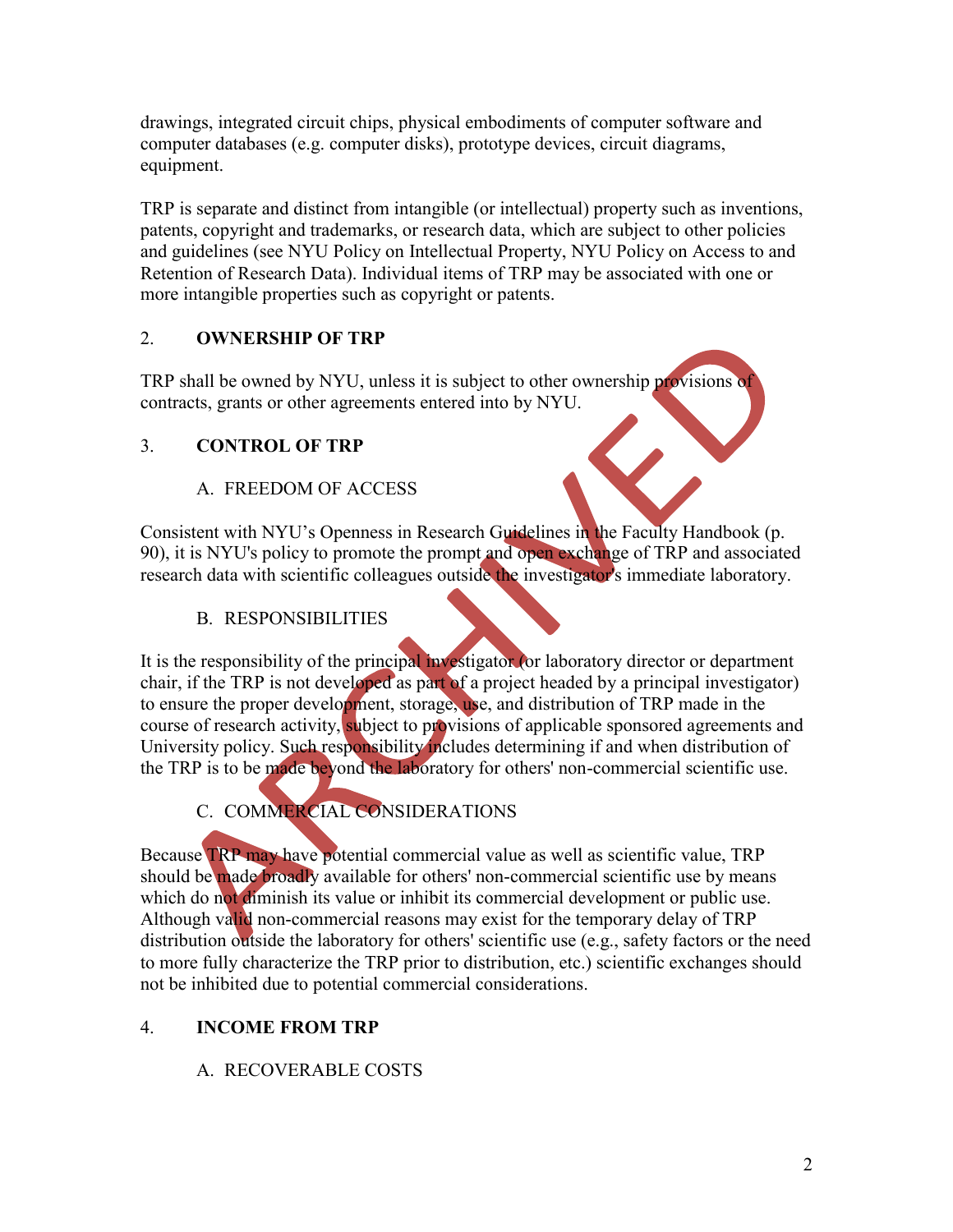drawings, integrated circuit chips, physical embodiments of computer software and computer databases (e.g. computer disks), prototype devices, circuit diagrams, equipment.

TRP is separate and distinct from intangible (or intellectual) property such as inventions, patents, copyright and trademarks, or research data, which are subject to other policies and guidelines (see NYU Policy on Intellectual Property, NYU Policy on Access to and Retention of Research Data). Individual items of TRP may be associated with one or more intangible properties such as copyright or patents.

## 2. OWNERSHIP OF TRP

TRP shall be owned by NYU, unless it is subject to other ownership provisions of contracts, grants or other agreements entered into by NYU.

## 3. CONTROL OF TRP

### A. FREEDOM OF ACCESS

Consistent with NYU's Openness in Research Guidelines in the Faculty Handbook (p. 90), it is NYU's policy to promote the prompt and open exchange of TRP and associated research data with scientific colleagues outside the investigator's immediate laboratory.

### B. RESPONSIBILITIES

It is the responsibility of the principal investigator (or laboratory director or department chair, if the TRP is not developed as part of a project headed by a principal investigator) to ensure the proper development, storage, use, and distribution of TRP made in the course of research activity, subject to provisions of applicable sponsored agreements and University policy. Such responsibility includes determining if and when distribution of the TRP is to be made beyond the laboratory for others' non-commercial scientific use.

### C. COMMERCIAL CONSIDERATIONS

Because TRP may have potential commercial value as well as scientific value, TRP should be made broadly available for others' non-commercial scientific use by means which do not diminish its value or inhibit its commercial development or public use. Although valid non-commercial reasons may exist for the temporary delay of TRP distribution outside the laboratory for others' scientific use (e.g., safety factors or the need to more fully characterize the TRP prior to distribution, etc.) scientific exchanges should not be inhibited due to potential commercial considerations.

## 4. INCOME FROM TRP

### A. RECOVERABLE COSTS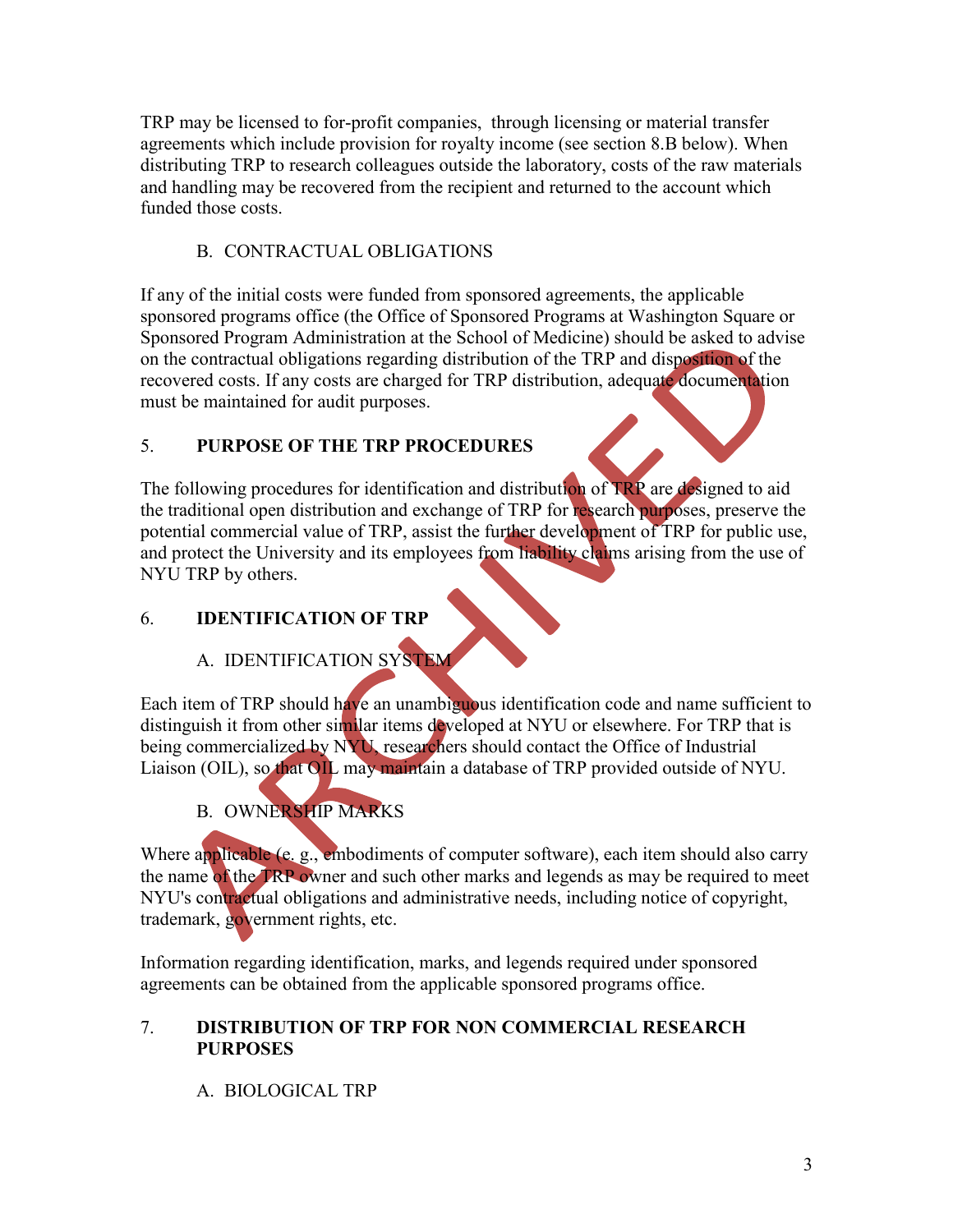TRP may be licensed to for-profit companies, through licensing or material transfer agreements which include provision for royalty income (see section 8.B below). When distributing TRP to research colleagues outside the laboratory, costs of the raw materials and handling may be recovered from the recipient and returned to the account which funded those costs.

### B. CONTRACTUAL OBLIGATIONS

If any of the initial costs were funded from sponsored agreements, the applicable sponsored programs office (the Office of Sponsored Programs at Washington Square or Sponsored Program Administration at the School of Medicine) should be asked to advise on the contractual obligations regarding distribution of the TRP and disposition of the recovered costs. If any costs are charged for TRP distribution, adequate documentation must be maintained for audit purposes.

## 5. PURPOSE OF THE TRP PROCEDURES

The following procedures for identification and distribution of TRP are designed to aid the traditional open distribution and exchange of TRP for research purposes, preserve the potential commercial value of TRP, assist the further development of TRP for public use, and protect the University and its employees from liability claims arising from the use of NYU TRP by others.

## 6. IDENTIFICATION OF TRP

### A. IDENTIFICATION SYSTEM

Each item of TRP should have an unambiguous identification code and name sufficient to distinguish it from other similar items developed at NYU or elsewhere. For TRP that is being commercialized by NYU, researchers should contact the Office of Industrial Liaison (OIL), so that OIL may maintain a database of TRP provided outside of NYU.

### B. OWNERSHIP MARKS

Where applicable (e. g., embodiments of computer software), each item should also carry the name of the TRP owner and such other marks and legends as may be required to meet NYU's contractual obligations and administrative needs, including notice of copyright, trademark, government rights, etc.

Information regarding identification, marks, and legends required under sponsored agreements can be obtained from the applicable sponsored programs office.

## 7. DISTRIBUTION OF TRP FOR NON COMMERCIAL RESEARCH PURPOSES

### A. BIOLOGICAL TRP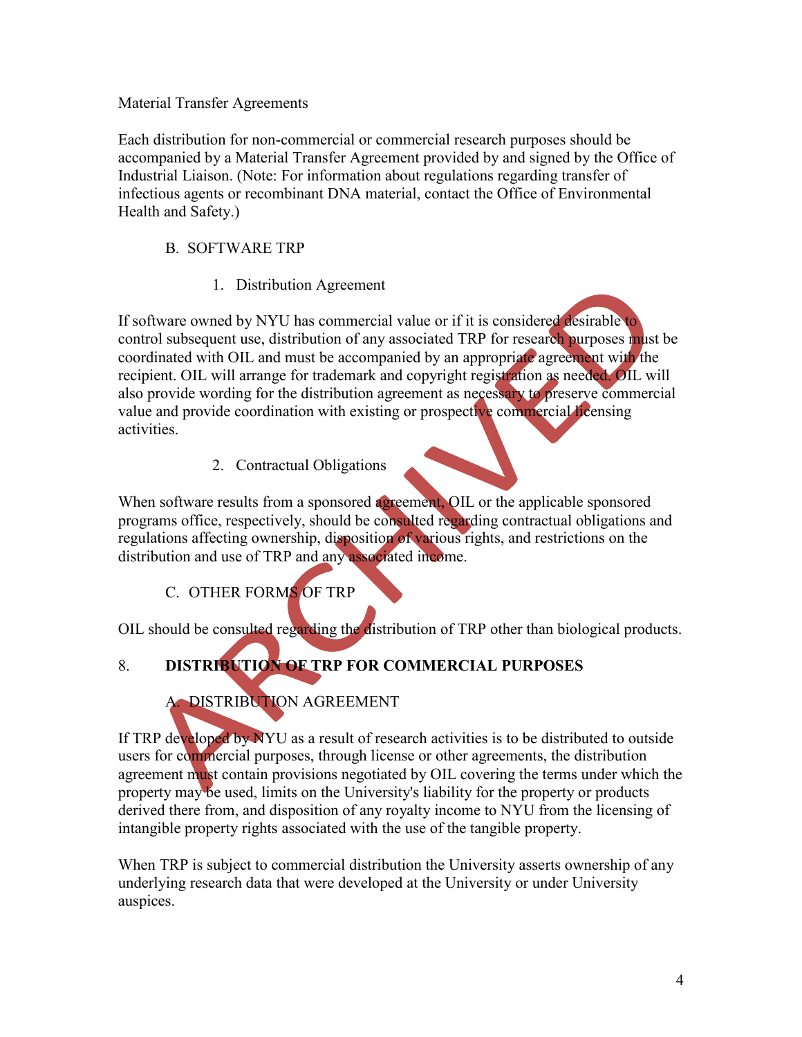Material Transfer Agreements

Each distribution for non-commercial or commercial research purposes should be accompanied by a Material Transfer Agreement provided by and signed by the Office of Industrial Liaison. (Note: For information about regulations regarding transfer of infectious agents or recombinant DNA material, contact the Office of Environmental Health and Safety.)

B. SOFTWARE TRP

1. Distribution Agreement

If software owned by NYU has commercial value or if it is considered desirable to control subsequent use, distribution of any associated TRP for research purposes must be coordinated with OIL and must be accompanied by an appropriate agreement with the recipient. OIL will arrange for trademark and copyright registration as needed. OIL will also provide wording for the distribution agreement as necessary to preserve commercial value and provide coordination with existing or prospective commercial licensing activities.

2. Contractual Obligations

When software results from a sponsored agreement, OIL or the applicable sponsored programs office, respectively, should be consulted regarding contractual obligations and regulations affecting ownership, disposition of various rights, and restrictions on the distribution and use of TRP and any associated income.

C. OTHER FORMS OF TRP

OIL should be consulted regarding the distribution of TRP other than biological products.

## 8. DISTRIBUTION OF TRP FOR COMMERCIAL PURPOSES

A. DISTRIBUTION AGREEMENT

If TRP developed by NYU as a result of research activities is to be distributed to outside users for commercial purposes, through license or other agreements, the distribution agreement must contain provisions negotiated by OIL covering the terms under which the property may be used, limits on the University's liability for the property or products derived there from, and disposition of any royalty income to NYU from the licensing of intangible property rights associated with the use of the tangible property.

When TRP is subject to commercial distribution the University asserts ownership of any underlying research data that were developed at the University or under University auspices.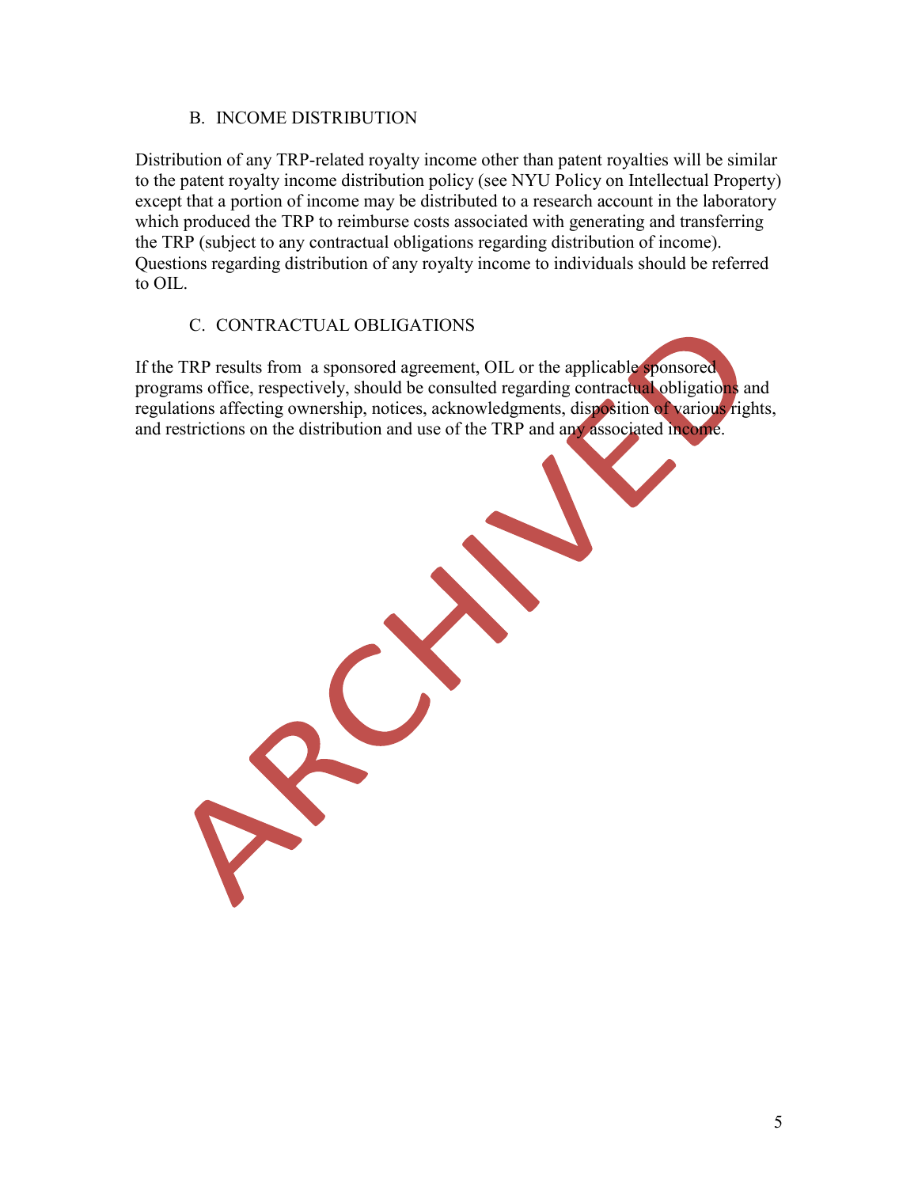### B. INCOME DISTRIBUTION

Distribution of any TRP-related royalty income other than patent royalties will be similar to the patent royalty income distribution policy (see NYU Policy on Intellectual Property) except that a portion of income may be distributed to a research account in the laboratory which produced the TRP to reimburse costs associated with generating and transferring the TRP (subject to any contractual obligations regarding distribution of income). Questions regarding distribution of any royalty income to individuals should be referred to OIL.

### C. CONTRACTUAL OBLIGATIONS

If the TRP results from a sponsored agreement, OIL or the applicable sponsored programs office, respectively, should be consulted regarding contractual obligations and regulations affecting ownership, notices, acknowledgments, disposition of various rights, and restrictions on the distribution and use of the TRP and any associated income.